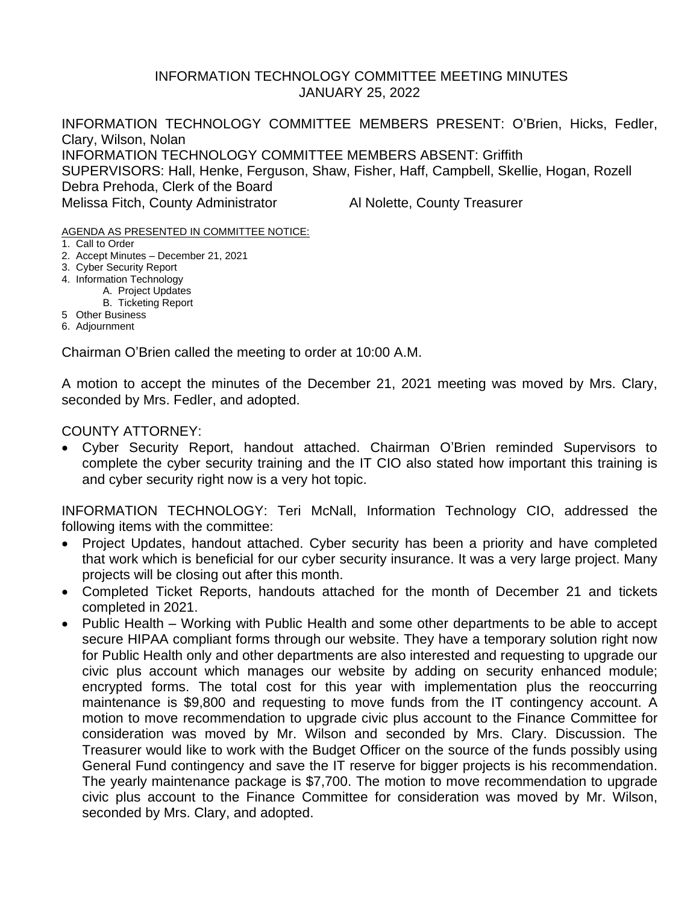# INFORMATION TECHNOLOGY COMMITTEE MEETING MINUTES
## JANUARY 25, 2022

INFORMATION TECHNOLOGY COMMITTEE MEMBERS PRESENT: O'Brien, Hicks, Fedler, Clary, Wilson, Nolan
INFORMATION TECHNOLOGY COMMITTEE MEMBERS ABSENT: Griffith
SUPERVISORS: Hall, Henke, Ferguson, Shaw, Fisher, Haff, Campbell, Skellie, Hogan, Rozell
Debra Prehoda, Clerk of the Board
Melissa Fitch, County Administrator Al Nolette, County Treasurer

AGENDA AS PRESENTED IN COMMITTEE NOTICE:

1. Call to Order
2. Accept Minutes – December 21, 2021
3. Cyber Security Report
4. Information Technology
   - A. Project Updates
   - B. Ticketing Report
5. Other Business
6. Adjournment

Chairman O'Brien called the meeting to order at 10:00 A.M.

A motion to accept the minutes of the December 21, 2021 meeting was moved by Mrs. Clary, seconded by Mrs. Fedler, and adopted.

COUNTY ATTORNEY:

- Cyber Security Report, handout attached. Chairman O'Brien reminded Supervisors to complete the cyber security training and the IT CIO also stated how important this training is and cyber security right now is a very hot topic.

INFORMATION TECHNOLOGY: Teri McNall, Information Technology CIO, addressed the following items with the committee:

- Project Updates, handout attached. Cyber security has been a priority and have completed that work which is beneficial for our cyber security insurance. It was a very large project. Many projects will be closing out after this month.
- Completed Ticket Reports, handouts attached for the month of December 21 and tickets completed in 2021.
- Public Health – Working with Public Health and some other departments to be able to accept secure HIPAA compliant forms through our website. They have a temporary solution right now for Public Health only and other departments are also interested and requesting to upgrade our civic plus account which manages our website by adding on security enhanced module; encrypted forms. The total cost for this year with implementation plus the reoccurring maintenance is $9,800 and requesting to move funds from the IT contingency account. A motion to move recommendation to upgrade civic plus account to the Finance Committee for consideration was moved by Mr. Wilson and seconded by Mrs. Clary. Discussion. The Treasurer would like to work with the Budget Officer on the source of the funds possibly using General Fund contingency and save the IT reserve for bigger projects is his recommendation. The yearly maintenance package is $7,700. The motion to move recommendation to upgrade civic plus account to the Finance Committee for consideration was moved by Mr. Wilson, seconded by Mrs. Clary, and adopted.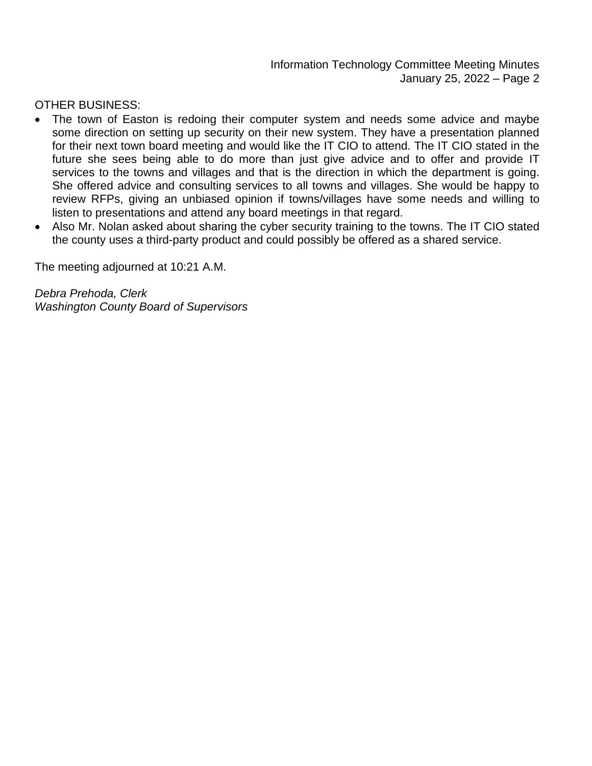OTHER BUSINESS:

- The town of Easton is redoing their computer system and needs some advice and maybe some direction on setting up security on their new system. They have a presentation planned for their next town board meeting and would like the IT CIO to attend. The IT CIO stated in the future she sees being able to do more than just give advice and to offer and provide IT services to the towns and villages and that is the direction in which the department is going. She offered advice and consulting services to all towns and villages. She would be happy to review RFPs, giving an unbiased opinion if towns/villages have some needs and willing to listen to presentations and attend any board meetings in that regard.
- Also Mr. Nolan asked about sharing the cyber security training to the towns. The IT CIO stated the county uses a third-party product and could possibly be offered as a shared service.

The meeting adjourned at 10:21 A.M.

*Debra Prehoda, Clerk*
*Washington County Board of Supervisors*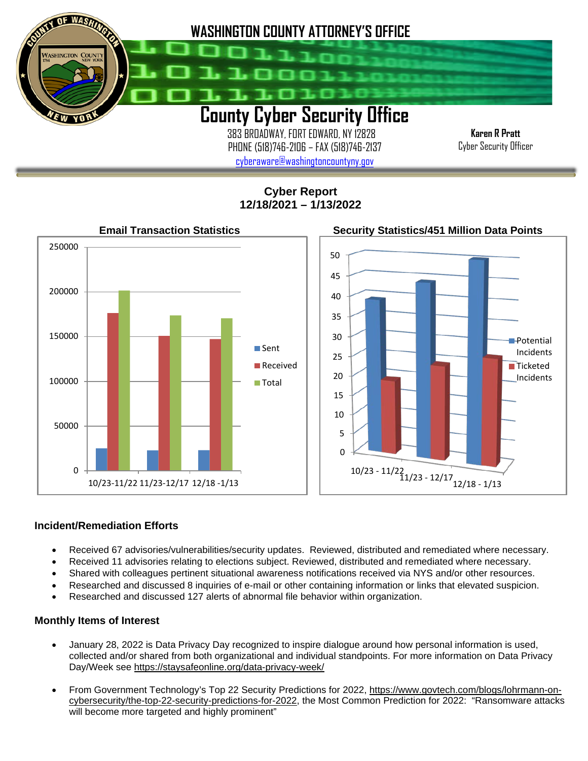# WASHINGTON COUNTY ATTORNEY'S OFFICE

## County Cyber Security Office

383 BROADWAY, FORT EDWARD, NY 12828
PHONE (518)746-2106 – FAX (518)746-2137
cyberaware@washingtoncountyny.gov

**Karen R Pratt**
Cyber Security Officer

**Cyber Report**
**12/18/2021 – 1/13/2022**

**Email Transaction Statistics**

**Security Statistics/451 Million Data Points**

### Incident/Remediation Efforts

- Received 67 advisories/vulnerabilities/security updates. Reviewed, distributed and remediated where necessary.
- Received 11 advisories relating to elections subject. Reviewed, distributed and remediated where necessary.
- Shared with colleagues pertinent situational awareness notifications received via NYS and/or other resources.
- Researched and discussed 8 inquiries of e-mail or other containing information or links that elevated suspicion.
- Researched and discussed 127 alerts of abnormal file behavior within organization.

### Monthly Items of Interest

- January 28, 2022 is Data Privacy Day recognized to inspire dialogue around how personal information is used, collected and/or shared from both organizational and individual standpoints. For more information on Data Privacy Day/Week see https://staysafeonline.org/data-privacy-week/

- From Government Technology's Top 22 Security Predictions for 2022, https://www.govtech.com/blogs/lohrmann-on-cybersecurity/the-top-22-security-predictions-for-2022, the Most Common Prediction for 2022: "Ransomware attacks will become more targeted and highly prominent"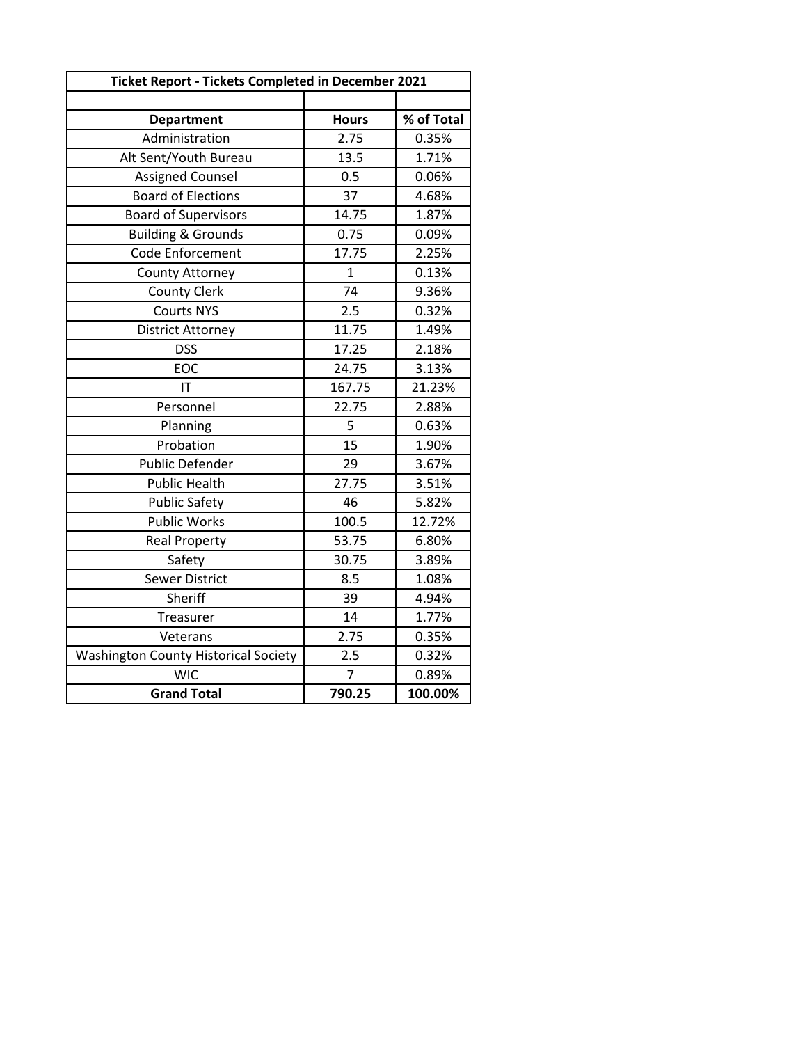| Ticket Report - Tickets Completed in December 2021 | | |
|---|---|---|
| | | |
| **Department** | **Hours** | **% of Total** |
| Administration | 2.75 | 0.35% |
| Alt Sent/Youth Bureau | 13.5 | 1.71% |
| Assigned Counsel | 0.5 | 0.06% |
| Board of Elections | 37 | 4.68% |
| Board of Supervisors | 14.75 | 1.87% |
| Building & Grounds | 0.75 | 0.09% |
| Code Enforcement | 17.75 | 2.25% |
| County Attorney | 1 | 0.13% |
| County Clerk | 74 | 9.36% |
| Courts NYS | 2.5 | 0.32% |
| District Attorney | 11.75 | 1.49% |
| DSS | 17.25 | 2.18% |
| EOC | 24.75 | 3.13% |
| IT | 167.75 | 21.23% |
| Personnel | 22.75 | 2.88% |
| Planning | 5 | 0.63% |
| Probation | 15 | 1.90% |
| Public Defender | 29 | 3.67% |
| Public Health | 27.75 | 3.51% |
| Public Safety | 46 | 5.82% |
| Public Works | 100.5 | 12.72% |
| Real Property | 53.75 | 6.80% |
| Safety | 30.75 | 3.89% |
| Sewer District | 8.5 | 1.08% |
| Sheriff | 39 | 4.94% |
| Treasurer | 14 | 1.77% |
| Veterans | 2.75 | 0.35% |
| Washington County Historical Society | 2.5 | 0.32% |
| WIC | 7 | 0.89% |
| **Grand Total** | **790.25** | **100.00%** |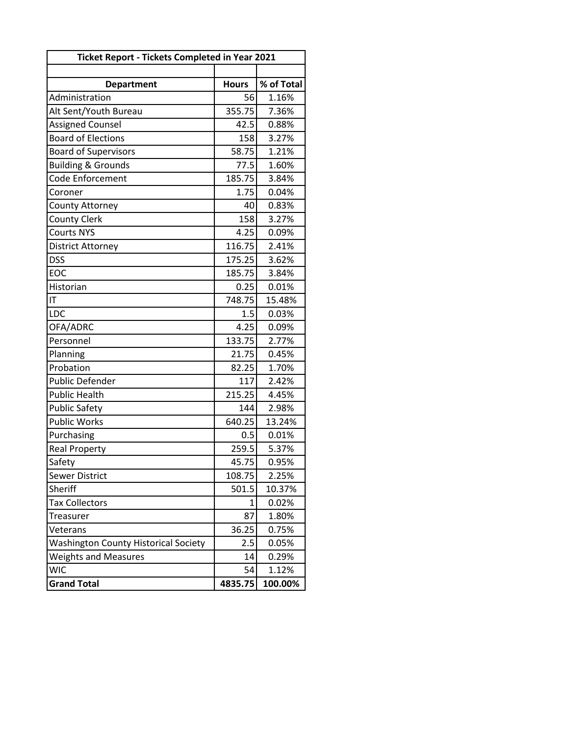| Ticket Report - Tickets Completed in Year 2021 | | |
|---|---|---|
| | | |
| **Department** | **Hours** | **% of Total** |
| Administration | 56 | 1.16% |
| Alt Sent/Youth Bureau | 355.75 | 7.36% |
| Assigned Counsel | 42.5 | 0.88% |
| Board of Elections | 158 | 3.27% |
| Board of Supervisors | 58.75 | 1.21% |
| Building & Grounds | 77.5 | 1.60% |
| Code Enforcement | 185.75 | 3.84% |
| Coroner | 1.75 | 0.04% |
| County Attorney | 40 | 0.83% |
| County Clerk | 158 | 3.27% |
| Courts NYS | 4.25 | 0.09% |
| District Attorney | 116.75 | 2.41% |
| DSS | 175.25 | 3.62% |
| EOC | 185.75 | 3.84% |
| Historian | 0.25 | 0.01% |
| IT | 748.75 | 15.48% |
| LDC | 1.5 | 0.03% |
| OFA/ADRC | 4.25 | 0.09% |
| Personnel | 133.75 | 2.77% |
| Planning | 21.75 | 0.45% |
| Probation | 82.25 | 1.70% |
| Public Defender | 117 | 2.42% |
| Public Health | 215.25 | 4.45% |
| Public Safety | 144 | 2.98% |
| Public Works | 640.25 | 13.24% |
| Purchasing | 0.5 | 0.01% |
| Real Property | 259.5 | 5.37% |
| Safety | 45.75 | 0.95% |
| Sewer District | 108.75 | 2.25% |
| Sheriff | 501.5 | 10.37% |
| Tax Collectors | 1 | 0.02% |
| Treasurer | 87 | 1.80% |
| Veterans | 36.25 | 0.75% |
| Washington County Historical Society | 2.5 | 0.05% |
| Weights and Measures | 14 | 0.29% |
| WIC | 54 | 1.12% |
| **Grand Total** | **4835.75** | **100.00%** |